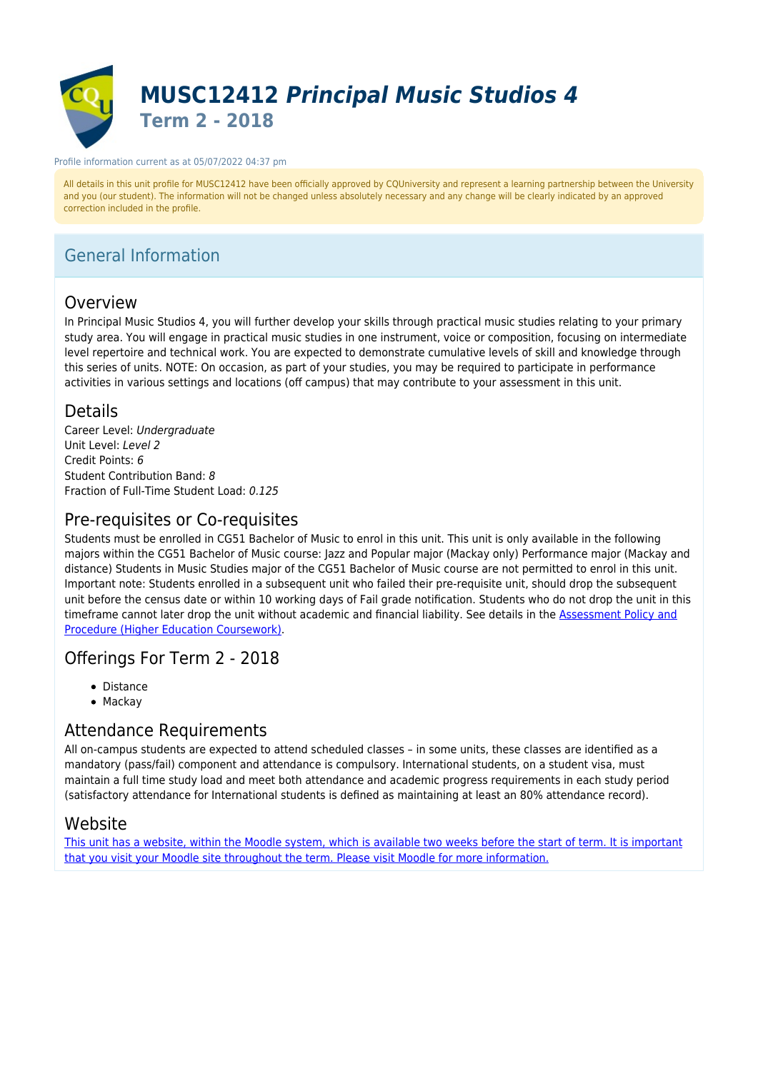# MUSC12412 *Principal Music Studios 4*

## Term 2 - 2018

Profile information current as at 05/07/2022 04:37 pm

All details in this unit profile for MUSC12412 have been officially approved by CQUniversity and represent a learning partnership between the University and you (our student). The information will not be changed unless absolutely necessary and any change will be clearly indicated by an approved correction included in the profile.

## General Information

### Overview

In Principal Music Studios 4, you will further develop your skills through practical music studies relating to your primary study area. You will engage in practical music studies in one instrument, voice or composition, focusing on intermediate level repertoire and technical work. You are expected to demonstrate cumulative levels of skill and knowledge through this series of units. NOTE: On occasion, as part of your studies, you may be required to participate in performance activities in various settings and locations (off campus) that may contribute to your assessment in this unit.

### Details

Career Level: *Undergraduate*
Unit Level: *Level 2*
Credit Points: *6*
Student Contribution Band: *8*
Fraction of Full-Time Student Load: *0.125*

### Pre-requisites or Co-requisites

Students must be enrolled in CG51 Bachelor of Music to enrol in this unit. This unit is only available in the following majors within the CG51 Bachelor of Music course: Jazz and Popular major (Mackay only) Performance major (Mackay and distance) Students in Music Studies major of the CG51 Bachelor of Music course are not permitted to enrol in this unit. Important note: Students enrolled in a subsequent unit who failed their pre-requisite unit, should drop the subsequent unit before the census date or within 10 working days of Fail grade notification. Students who do not drop the unit in this timeframe cannot later drop the unit without academic and financial liability. See details in the [Assessment Policy and Procedure (Higher Education Coursework)](#).

### Offerings For Term 2 - 2018

- Distance
- Mackay

### Attendance Requirements

All on-campus students are expected to attend scheduled classes – in some units, these classes are identified as a mandatory (pass/fail) component and attendance is compulsory. International students, on a student visa, must maintain a full time study load and meet both attendance and academic progress requirements in each study period (satisfactory attendance for International students is defined as maintaining at least an 80% attendance record).

### Website

[This unit has a website, within the Moodle system, which is available two weeks before the start of term. It is important that you visit your Moodle site throughout the term. Please visit Moodle for more information.](#)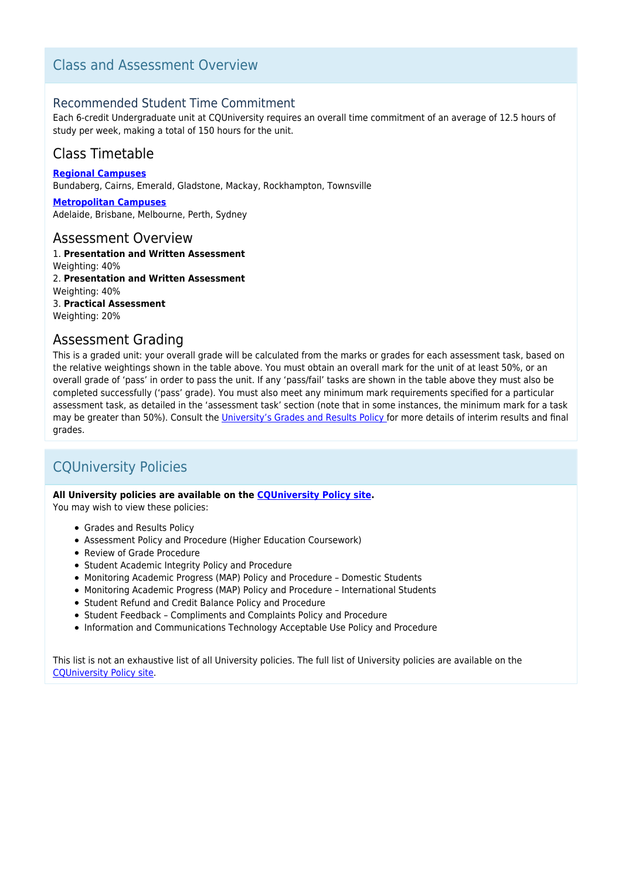## Class and Assessment Overview

### Recommended Student Time Commitment

Each 6-credit Undergraduate unit at CQUniversity requires an overall time commitment of an average of 12.5 hours of study per week, making a total of 150 hours for the unit.

### Class Timetable

**Regional Campuses**
Bundaberg, Cairns, Emerald, Gladstone, Mackay, Rockhampton, Townsville

**Metropolitan Campuses**
Adelaide, Brisbane, Melbourne, Perth, Sydney

### Assessment Overview

1. **Presentation and Written Assessment**
Weighting: 40%
2. **Presentation and Written Assessment**
Weighting: 40%
3. **Practical Assessment**
Weighting: 20%

### Assessment Grading

This is a graded unit: your overall grade will be calculated from the marks or grades for each assessment task, based on the relative weightings shown in the table above. You must obtain an overall mark for the unit of at least 50%, or an overall grade of 'pass' in order to pass the unit. If any 'pass/fail' tasks are shown in the table above they must also be completed successfully ('pass' grade). You must also meet any minimum mark requirements specified for a particular assessment task, as detailed in the 'assessment task' section (note that in some instances, the minimum mark for a task may be greater than 50%). Consult the University's Grades and Results Policy for more details of interim results and final grades.

## CQUniversity Policies

**All University policies are available on the CQUniversity Policy site.**
You may wish to view these policies:

- Grades and Results Policy
- Assessment Policy and Procedure (Higher Education Coursework)
- Review of Grade Procedure
- Student Academic Integrity Policy and Procedure
- Monitoring Academic Progress (MAP) Policy and Procedure – Domestic Students
- Monitoring Academic Progress (MAP) Policy and Procedure – International Students
- Student Refund and Credit Balance Policy and Procedure
- Student Feedback – Compliments and Complaints Policy and Procedure
- Information and Communications Technology Acceptable Use Policy and Procedure

This list is not an exhaustive list of all University policies. The full list of University policies are available on the CQUniversity Policy site.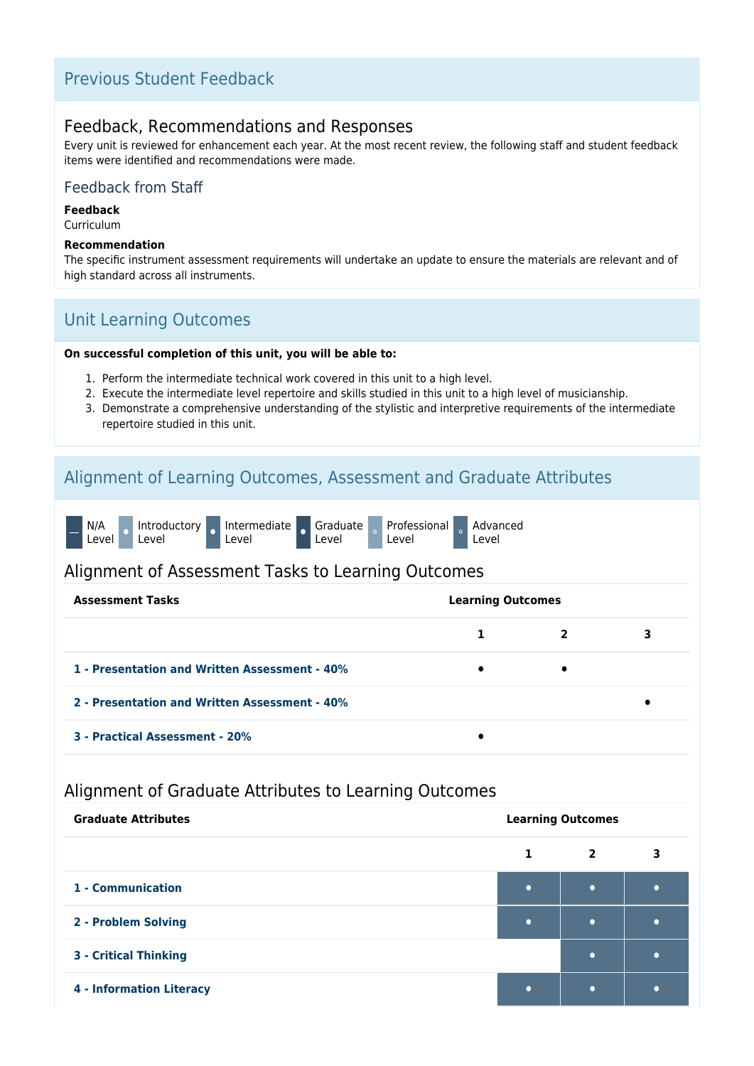## Previous Student Feedback

### Feedback, Recommendations and Responses

Every unit is reviewed for enhancement each year. At the most recent review, the following staff and student feedback items were identified and recommendations were made.

#### Feedback from Staff

**Feedback**
Curriculum

**Recommendation**
The specific instrument assessment requirements will undertake an update to ensure the materials are relevant and of high standard across all instruments.

## Unit Learning Outcomes

**On successful completion of this unit, you will be able to:**

1. Perform the intermediate technical work covered in this unit to a high level.
2. Execute the intermediate level repertoire and skills studied in this unit to a high level of musicianship.
3. Demonstrate a comprehensive understanding of the stylistic and interpretive requirements of the intermediate repertoire studied in this unit.

## Alignment of Learning Outcomes, Assessment and Graduate Attributes

— N/A Level | • Introductory Level | • Intermediate Level | • Graduate Level | ◦ Professional Level | ◦ Advanced Level

### Alignment of Assessment Tasks to Learning Outcomes

| Assessment Tasks | Learning Outcomes | | |
|---|---|---|---|
| | 1 | 2 | 3 |
| 1 - Presentation and Written Assessment - 40% | • | • | |
| 2 - Presentation and Written Assessment - 40% | | | • |
| 3 - Practical Assessment - 20% | • | | |

### Alignment of Graduate Attributes to Learning Outcomes

| Graduate Attributes | Learning Outcomes | | |
|---|---|---|---|
| | 1 | 2 | 3 |
| 1 - Communication | • | • | • |
| 2 - Problem Solving | • | • | • |
| 3 - Critical Thinking | | • | • |
| 4 - Information Literacy | • | • | • |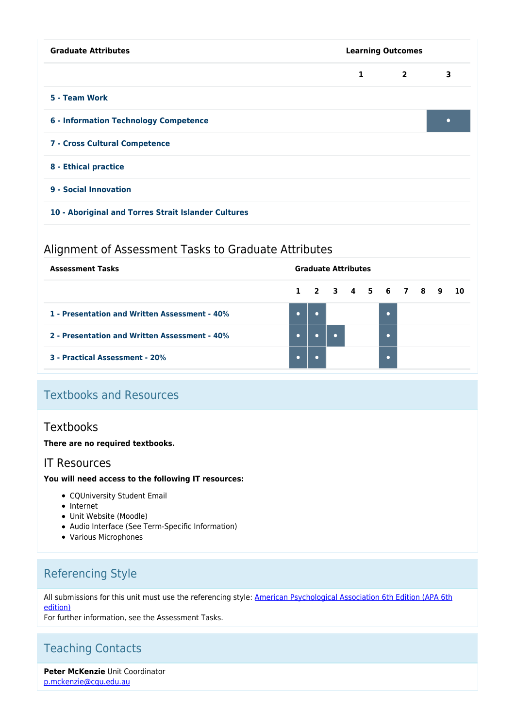| Graduate Attributes | Learning Outcomes | | |
|---|---|---|---|
| | 1 | 2 | 3 |
| 5 - Team Work | | | |
| 6 - Information Technology Competence | | | • |
| 7 - Cross Cultural Competence | | | |
| 8 - Ethical practice | | | |
| 9 - Social Innovation | | | |
| 10 - Aboriginal and Torres Strait Islander Cultures | | | |

## Alignment of Assessment Tasks to Graduate Attributes

| Assessment Tasks | Graduate Attributes | | | | | | | | | |
|---|---|---|---|---|---|---|---|---|---|---|
| | 1 | 2 | 3 | 4 | 5 | 6 | 7 | 8 | 9 | 10 |
| 1 - Presentation and Written Assessment - 40% | • | • | | | | • | | | | |
| 2 - Presentation and Written Assessment - 40% | • | • | • | | | • | | | | |
| 3 - Practical Assessment - 20% | • | • | | | | • | | | | |

## Textbooks and Resources

### Textbooks

**There are no required textbooks.**

### IT Resources

**You will need access to the following IT resources:**

- CQUniversity Student Email
- Internet
- Unit Website (Moodle)
- Audio Interface (See Term-Specific Information)
- Various Microphones

## Referencing Style

All submissions for this unit must use the referencing style: American Psychological Association 6th Edition (APA 6th edition)
For further information, see the Assessment Tasks.

## Teaching Contacts

**Peter McKenzie** Unit Coordinator
p.mckenzie@cqu.edu.au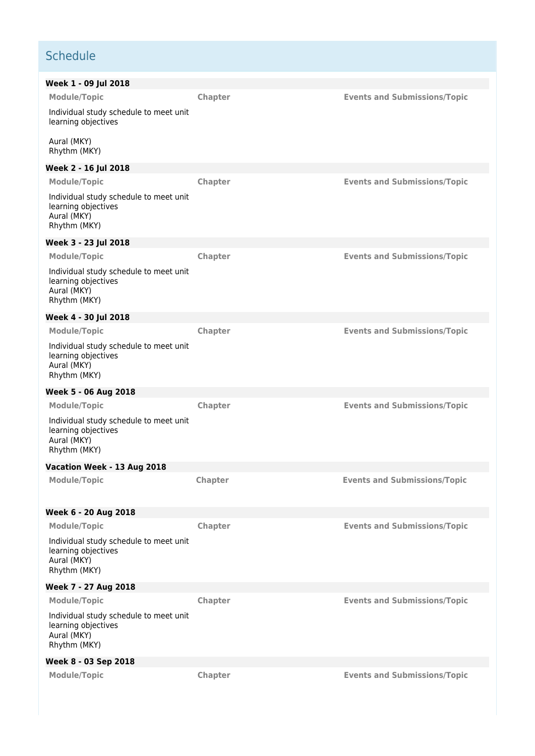## Schedule

### Week 1 - 09 Jul 2018

| Module/Topic | Chapter | Events and Submissions/Topic |
| --- | --- | --- |
| Individual study schedule to meet unit learning objectives<br><br>Aural (MKY)<br>Rhythm (MKY) | | |

### Week 2 - 16 Jul 2018

| Module/Topic | Chapter | Events and Submissions/Topic |
| --- | --- | --- |
| Individual study schedule to meet unit learning objectives<br>Aural (MKY)<br>Rhythm (MKY) | | |

### Week 3 - 23 Jul 2018

| Module/Topic | Chapter | Events and Submissions/Topic |
| --- | --- | --- |
| Individual study schedule to meet unit learning objectives<br>Aural (MKY)<br>Rhythm (MKY) | | |

### Week 4 - 30 Jul 2018

| Module/Topic | Chapter | Events and Submissions/Topic |
| --- | --- | --- |
| Individual study schedule to meet unit learning objectives<br>Aural (MKY)<br>Rhythm (MKY) | | |

### Week 5 - 06 Aug 2018

| Module/Topic | Chapter | Events and Submissions/Topic |
| --- | --- | --- |
| Individual study schedule to meet unit learning objectives<br>Aural (MKY)<br>Rhythm (MKY) | | |

### Vacation Week - 13 Aug 2018

| Module/Topic | Chapter | Events and Submissions/Topic |
| --- | --- | --- |

### Week 6 - 20 Aug 2018

| Module/Topic | Chapter | Events and Submissions/Topic |
| --- | --- | --- |
| Individual study schedule to meet unit learning objectives<br>Aural (MKY)<br>Rhythm (MKY) | | |

### Week 7 - 27 Aug 2018

| Module/Topic | Chapter | Events and Submissions/Topic |
| --- | --- | --- |
| Individual study schedule to meet unit learning objectives<br>Aural (MKY)<br>Rhythm (MKY) | | |

### Week 8 - 03 Sep 2018

| Module/Topic | Chapter | Events and Submissions/Topic |
| --- | --- | --- |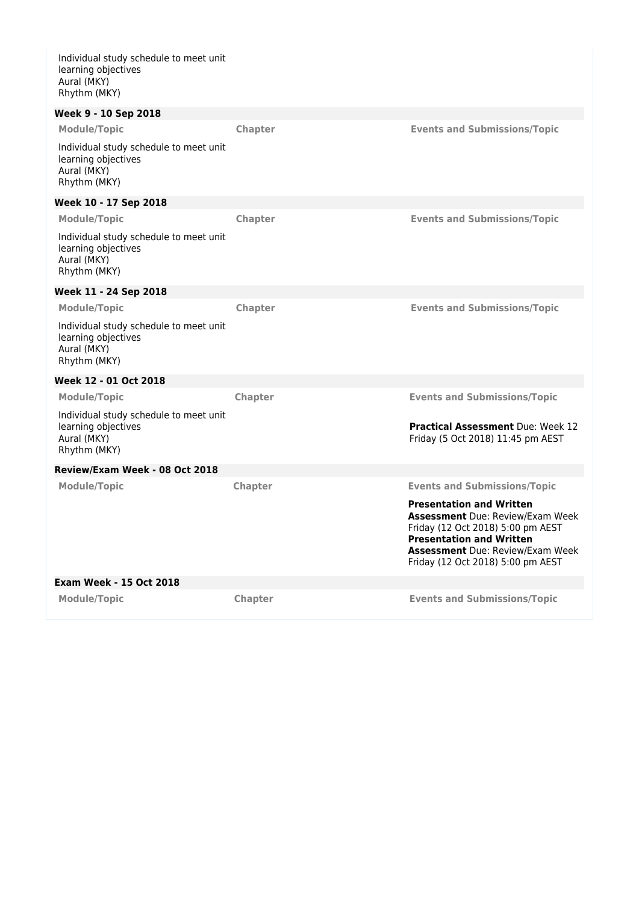Individual study schedule to meet unit learning objectives
Aural (MKY)
Rhythm (MKY)

### Week 9 - 10 Sep 2018

| Module/Topic | Chapter | Events and Submissions/Topic |
| --- | --- | --- |
| Individual study schedule to meet unit learning objectives<br>Aural (MKY)<br>Rhythm (MKY) | | |

### Week 10 - 17 Sep 2018

| Module/Topic | Chapter | Events and Submissions/Topic |
| --- | --- | --- |
| Individual study schedule to meet unit learning objectives<br>Aural (MKY)<br>Rhythm (MKY) | | |

### Week 11 - 24 Sep 2018

| Module/Topic | Chapter | Events and Submissions/Topic |
| --- | --- | --- |
| Individual study schedule to meet unit learning objectives<br>Aural (MKY)<br>Rhythm (MKY) | | |

### Week 12 - 01 Oct 2018

| Module/Topic | Chapter | Events and Submissions/Topic |
| --- | --- | --- |
| Individual study schedule to meet unit learning objectives<br>Aural (MKY)<br>Rhythm (MKY) | | **Practical Assessment** Due: Week 12 Friday (5 Oct 2018) 11:45 pm AEST |

### Review/Exam Week - 08 Oct 2018

| Module/Topic | Chapter | Events and Submissions/Topic |
| --- | --- | --- |
| | | **Presentation and Written Assessment** Due: Review/Exam Week Friday (12 Oct 2018) 5:00 pm AEST<br>**Presentation and Written Assessment** Due: Review/Exam Week Friday (12 Oct 2018) 5:00 pm AEST |

### Exam Week - 15 Oct 2018

| Module/Topic | Chapter | Events and Submissions/Topic |
| --- | --- | --- |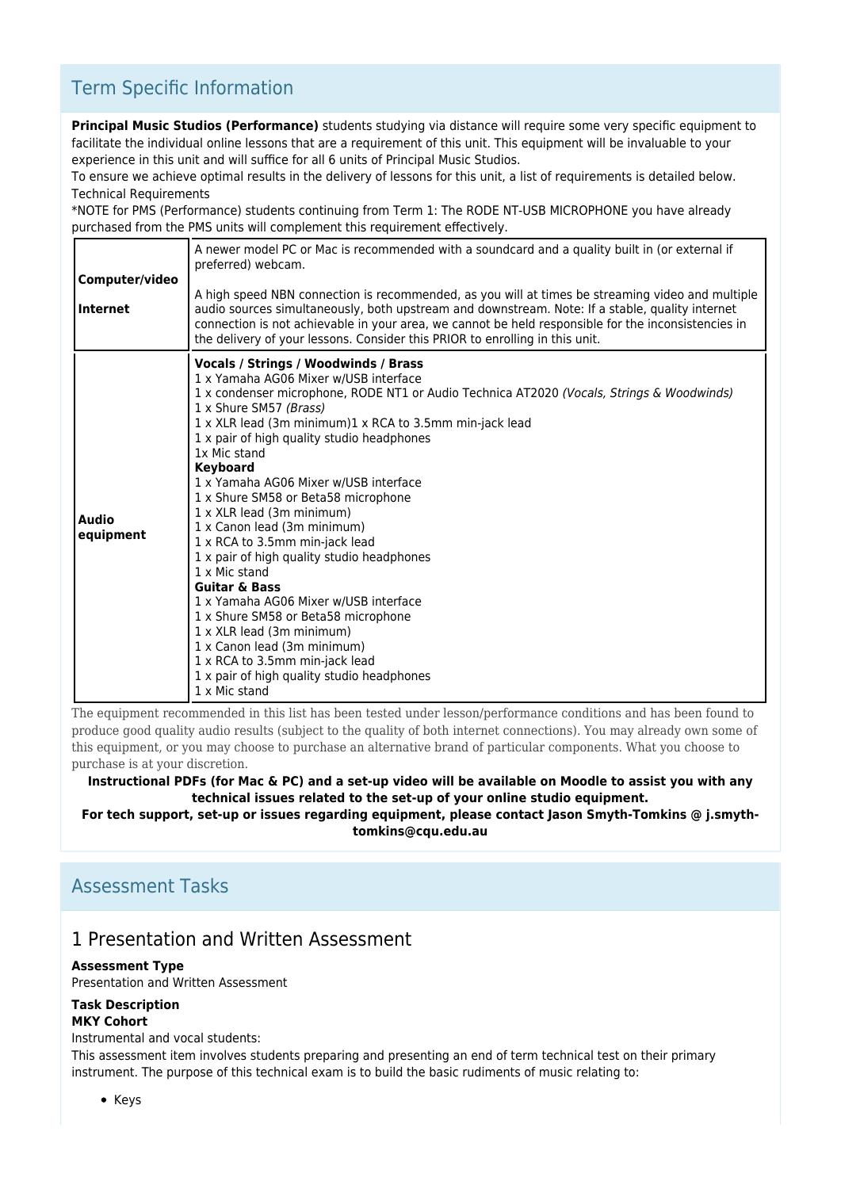## Term Specific Information

**Principal Music Studios (Performance)** students studying via distance will require some very specific equipment to facilitate the individual online lessons that are a requirement of this unit. This equipment will be invaluable to your experience in this unit and will suffice for all 6 units of Principal Music Studios.
To ensure we achieve optimal results in the delivery of lessons for this unit, a list of requirements is detailed below.
Technical Requirements
*NOTE for PMS (Performance) students continuing from Term 1: The RODE NT-USB MICROPHONE you have already purchased from the PMS units will complement this requirement effectively.

| | |
|---|---|
| **Computer/video**<br><br>**Internet** | A newer model PC or Mac is recommended with a soundcard and a quality built in (or external if preferred) webcam.<br><br>A high speed NBN connection is recommended, as you will at times be streaming video and multiple audio sources simultaneously, both upstream and downstream. Note: If a stable, quality internet connection is not achievable in your area, we cannot be held responsible for the inconsistencies in the delivery of your lessons. Consider this PRIOR to enrolling in this unit. |
| **Audio equipment** | **Vocals / Strings / Woodwinds / Brass**<br>1 x Yamaha AG06 Mixer w/USB interface<br>1 x condenser microphone, RODE NT1 or Audio Technica AT2020 *(Vocals, Strings & Woodwinds)*<br>1 x Shure SM57 *(Brass)*<br>1 x XLR lead (3m minimum)1 x RCA to 3.5mm min-jack lead<br>1 x pair of high quality studio headphones<br>1x Mic stand<br>**Keyboard**<br>1 x Yamaha AG06 Mixer w/USB interface<br>1 x Shure SM58 or Beta58 microphone<br>1 x XLR lead (3m minimum)<br>1 x Canon lead (3m minimum)<br>1 x RCA to 3.5mm min-jack lead<br>1 x pair of high quality studio headphones<br>1 x Mic stand<br>**Guitar & Bass**<br>1 x Yamaha AG06 Mixer w/USB interface<br>1 x Shure SM58 or Beta58 microphone<br>1 x XLR lead (3m minimum)<br>1 x Canon lead (3m minimum)<br>1 x RCA to 3.5mm min-jack lead<br>1 x pair of high quality studio headphones<br>1 x Mic stand |

The equipment recommended in this list has been tested under lesson/performance conditions and has been found to produce good quality audio results (subject to the quality of both internet connections). You may already own some of this equipment, or you may choose to purchase an alternative brand of particular components. What you choose to purchase is at your discretion.

**Instructional PDFs (for Mac & PC) and a set-up video will be available on Moodle to assist you with any technical issues related to the set-up of your online studio equipment.**

**For tech support, set-up or issues regarding equipment, please contact Jason Smyth-Tomkins @ j.smyth-tomkins@cqu.edu.au**

## Assessment Tasks

### 1 Presentation and Written Assessment

**Assessment Type**
Presentation and Written Assessment

**Task Description**
**MKY Cohort**
Instrumental and vocal students:
This assessment item involves students preparing and presenting an end of term technical test on their primary instrument. The purpose of this technical exam is to build the basic rudiments of music relating to:

- Keys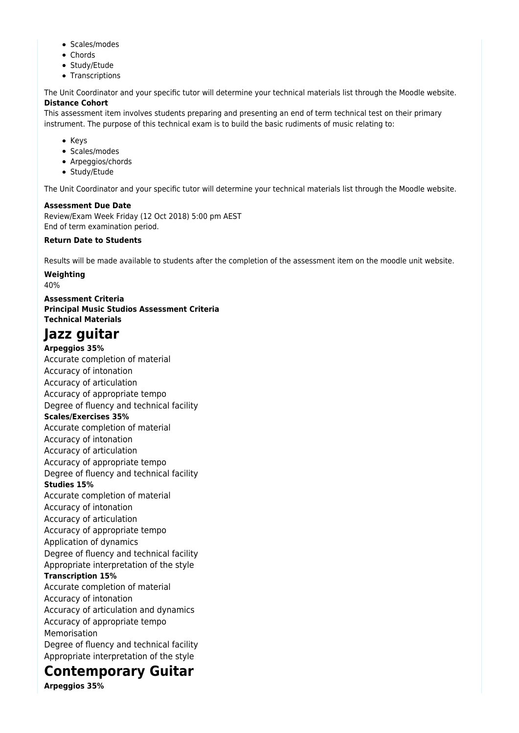- Scales/modes
- Chords
- Study/Etude
- Transcriptions

The Unit Coordinator and your specific tutor will determine your technical materials list through the Moodle website.

**Distance Cohort**

This assessment item involves students preparing and presenting an end of term technical test on their primary instrument. The purpose of this technical exam is to build the basic rudiments of music relating to:

- Keys
- Scales/modes
- Arpeggios/chords
- Study/Etude

The Unit Coordinator and your specific tutor will determine your technical materials list through the Moodle website.

**Assessment Due Date**

Review/Exam Week Friday (12 Oct 2018) 5:00 pm AEST
End of term examination period.

**Return Date to Students**

Results will be made available to students after the completion of the assessment item on the moodle unit website.

**Weighting**

40%

**Assessment Criteria**
**Principal Music Studios Assessment Criteria**
**Technical Materials**

# Jazz guitar

**Arpeggios 35%**
Accurate completion of material
Accuracy of intonation
Accuracy of articulation
Accuracy of appropriate tempo
Degree of fluency and technical facility

**Scales/Exercises 35%**
Accurate completion of material
Accuracy of intonation
Accuracy of articulation
Accuracy of appropriate tempo
Degree of fluency and technical facility

**Studies 15%**
Accurate completion of material
Accuracy of intonation
Accuracy of articulation
Accuracy of appropriate tempo
Application of dynamics
Degree of fluency and technical facility
Appropriate interpretation of the style

**Transcription 15%**
Accurate completion of material
Accuracy of intonation
Accuracy of articulation and dynamics
Accuracy of appropriate tempo
Memorisation
Degree of fluency and technical facility
Appropriate interpretation of the style

# Contemporary Guitar

**Arpeggios 35%**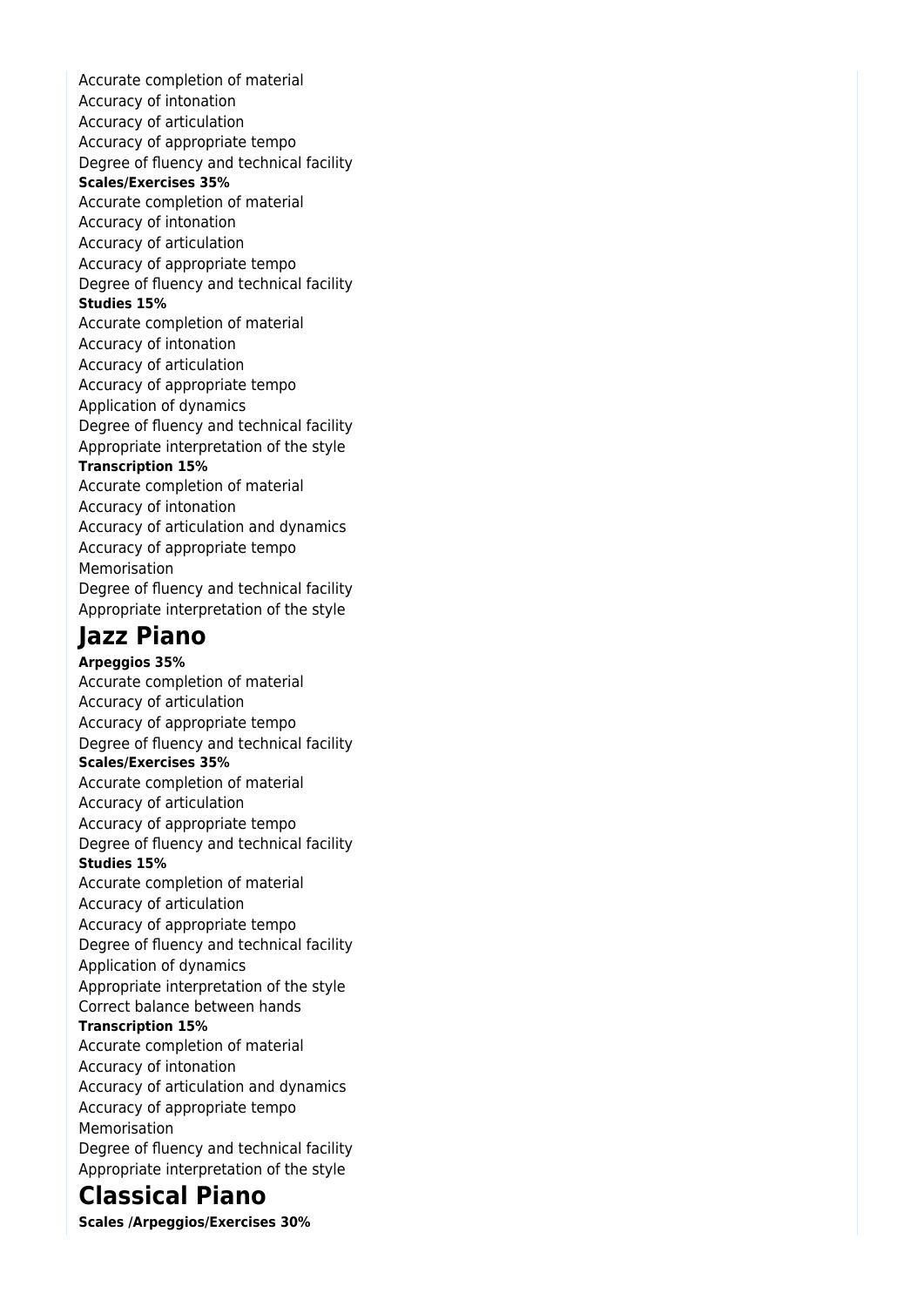Accurate completion of material
Accuracy of intonation
Accuracy of articulation
Accuracy of appropriate tempo
Degree of fluency and technical facility

**Scales/Exercises 35%**

Accurate completion of material
Accuracy of intonation
Accuracy of articulation
Accuracy of appropriate tempo
Degree of fluency and technical facility

**Studies 15%**

Accurate completion of material
Accuracy of intonation
Accuracy of articulation
Accuracy of appropriate tempo
Application of dynamics
Degree of fluency and technical facility
Appropriate interpretation of the style

**Transcription 15%**

Accurate completion of material
Accuracy of intonation
Accuracy of articulation and dynamics
Accuracy of appropriate tempo
Memorisation
Degree of fluency and technical facility
Appropriate interpretation of the style

## Jazz Piano

**Arpeggios 35%**

Accurate completion of material
Accuracy of articulation
Accuracy of appropriate tempo
Degree of fluency and technical facility

**Scales/Exercises 35%**

Accurate completion of material
Accuracy of articulation
Accuracy of appropriate tempo
Degree of fluency and technical facility

**Studies 15%**

Accurate completion of material
Accuracy of articulation
Accuracy of appropriate tempo
Degree of fluency and technical facility
Application of dynamics
Appropriate interpretation of the style
Correct balance between hands

**Transcription 15%**

Accurate completion of material
Accuracy of intonation
Accuracy of articulation and dynamics
Accuracy of appropriate tempo
Memorisation
Degree of fluency and technical facility
Appropriate interpretation of the style

## Classical Piano

**Scales /Arpeggios/Exercises 30%**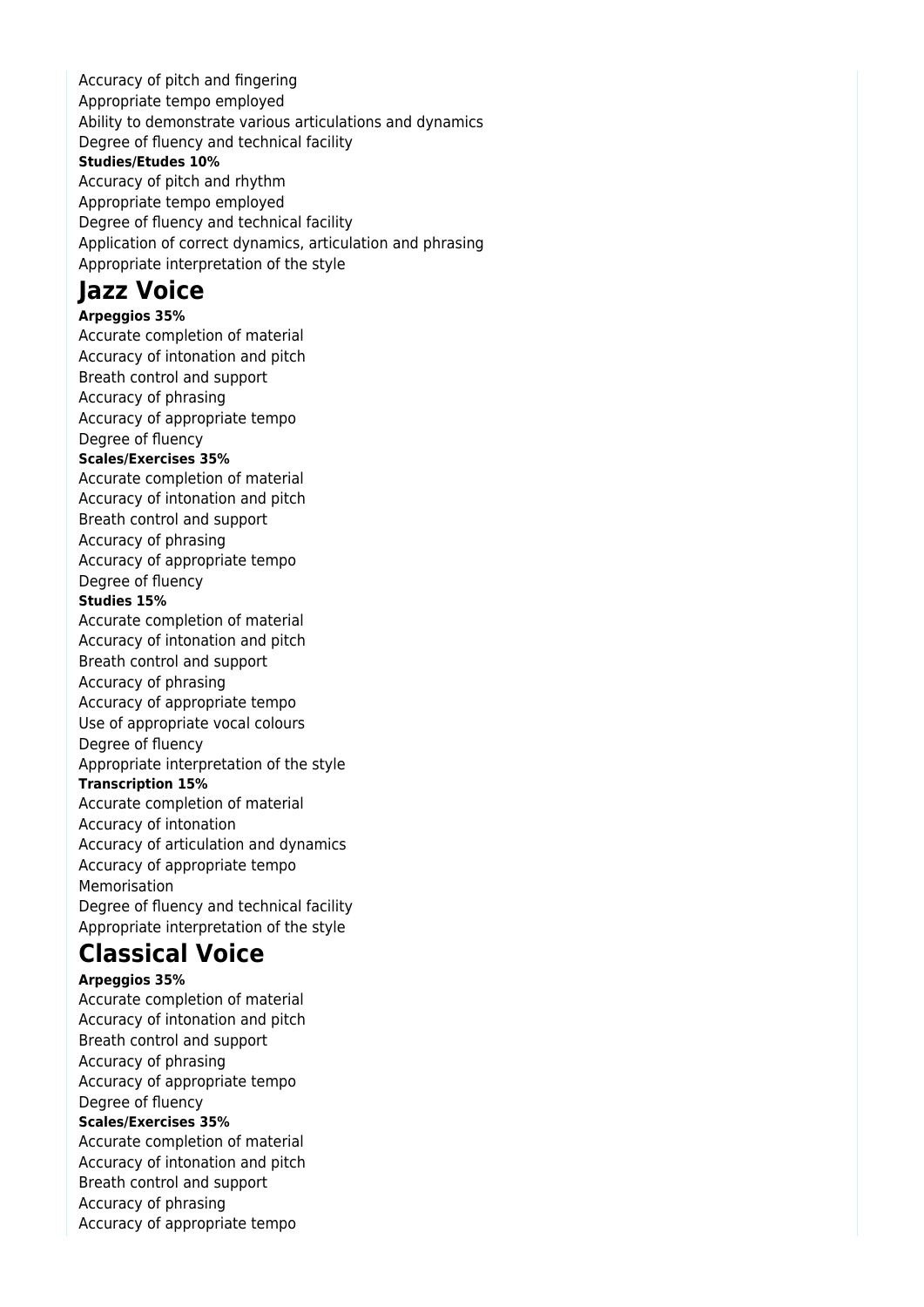Accuracy of pitch and fingering
Appropriate tempo employed
Ability to demonstrate various articulations and dynamics
Degree of fluency and technical facility

**Studies/Etudes 10%**

Accuracy of pitch and rhythm
Appropriate tempo employed
Degree of fluency and technical facility
Application of correct dynamics, articulation and phrasing
Appropriate interpretation of the style

# Jazz Voice

**Arpeggios 35%**

Accurate completion of material
Accuracy of intonation and pitch
Breath control and support
Accuracy of phrasing
Accuracy of appropriate tempo
Degree of fluency

**Scales/Exercises 35%**

Accurate completion of material
Accuracy of intonation and pitch
Breath control and support
Accuracy of phrasing
Accuracy of appropriate tempo
Degree of fluency

**Studies 15%**

Accurate completion of material
Accuracy of intonation and pitch
Breath control and support
Accuracy of phrasing
Accuracy of appropriate tempo
Use of appropriate vocal colours
Degree of fluency
Appropriate interpretation of the style

**Transcription 15%**

Accurate completion of material
Accuracy of intonation
Accuracy of articulation and dynamics
Accuracy of appropriate tempo
Memorisation
Degree of fluency and technical facility
Appropriate interpretation of the style

# Classical Voice

**Arpeggios 35%**

Accurate completion of material
Accuracy of intonation and pitch
Breath control and support
Accuracy of phrasing
Accuracy of appropriate tempo
Degree of fluency

**Scales/Exercises 35%**

Accurate completion of material
Accuracy of intonation and pitch
Breath control and support
Accuracy of phrasing
Accuracy of appropriate tempo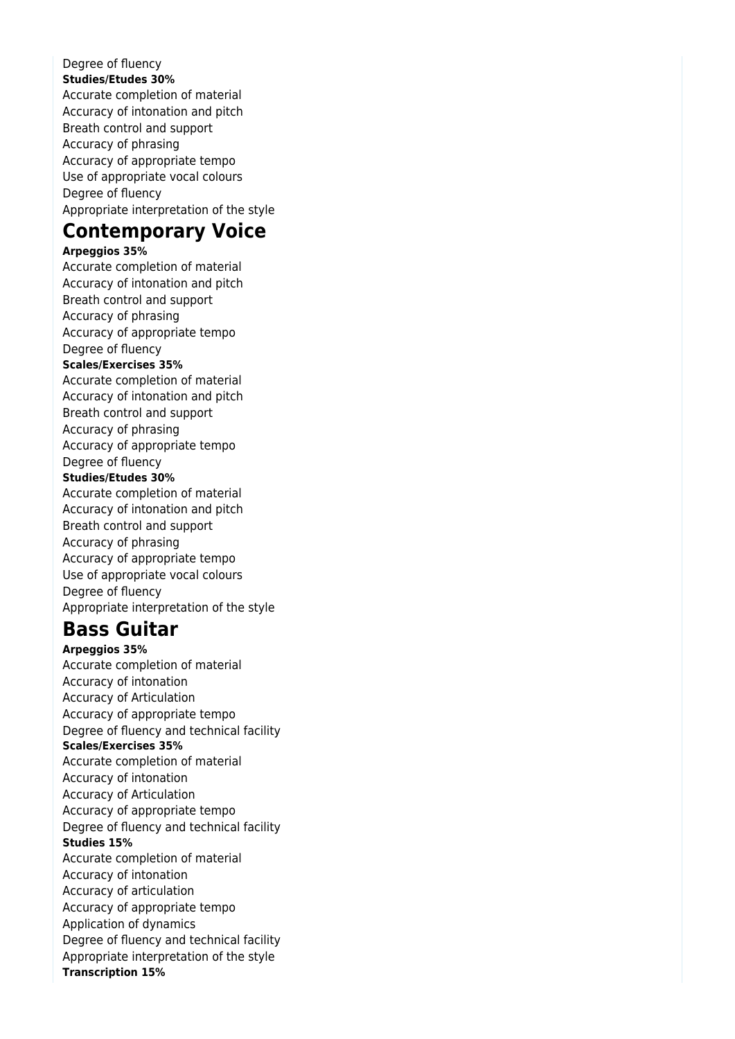Degree of fluency

**Studies/Etudes 30%**

Accurate completion of material
Accuracy of intonation and pitch
Breath control and support
Accuracy of phrasing
Accuracy of appropriate tempo
Use of appropriate vocal colours
Degree of fluency
Appropriate interpretation of the style

# Contemporary Voice

**Arpeggios 35%**

Accurate completion of material
Accuracy of intonation and pitch
Breath control and support
Accuracy of phrasing
Accuracy of appropriate tempo
Degree of fluency

**Scales/Exercises 35%**

Accurate completion of material
Accuracy of intonation and pitch
Breath control and support
Accuracy of phrasing
Accuracy of appropriate tempo
Degree of fluency

**Studies/Etudes 30%**

Accurate completion of material
Accuracy of intonation and pitch
Breath control and support
Accuracy of phrasing
Accuracy of appropriate tempo
Use of appropriate vocal colours
Degree of fluency
Appropriate interpretation of the style

# Bass Guitar

**Arpeggios 35%**

Accurate completion of material
Accuracy of intonation
Accuracy of Articulation
Accuracy of appropriate tempo
Degree of fluency and technical facility

**Scales/Exercises 35%**

Accurate completion of material
Accuracy of intonation
Accuracy of Articulation
Accuracy of appropriate tempo
Degree of fluency and technical facility

**Studies 15%**

Accurate completion of material
Accuracy of intonation
Accuracy of articulation
Accuracy of appropriate tempo
Application of dynamics
Degree of fluency and technical facility
Appropriate interpretation of the style

**Transcription 15%**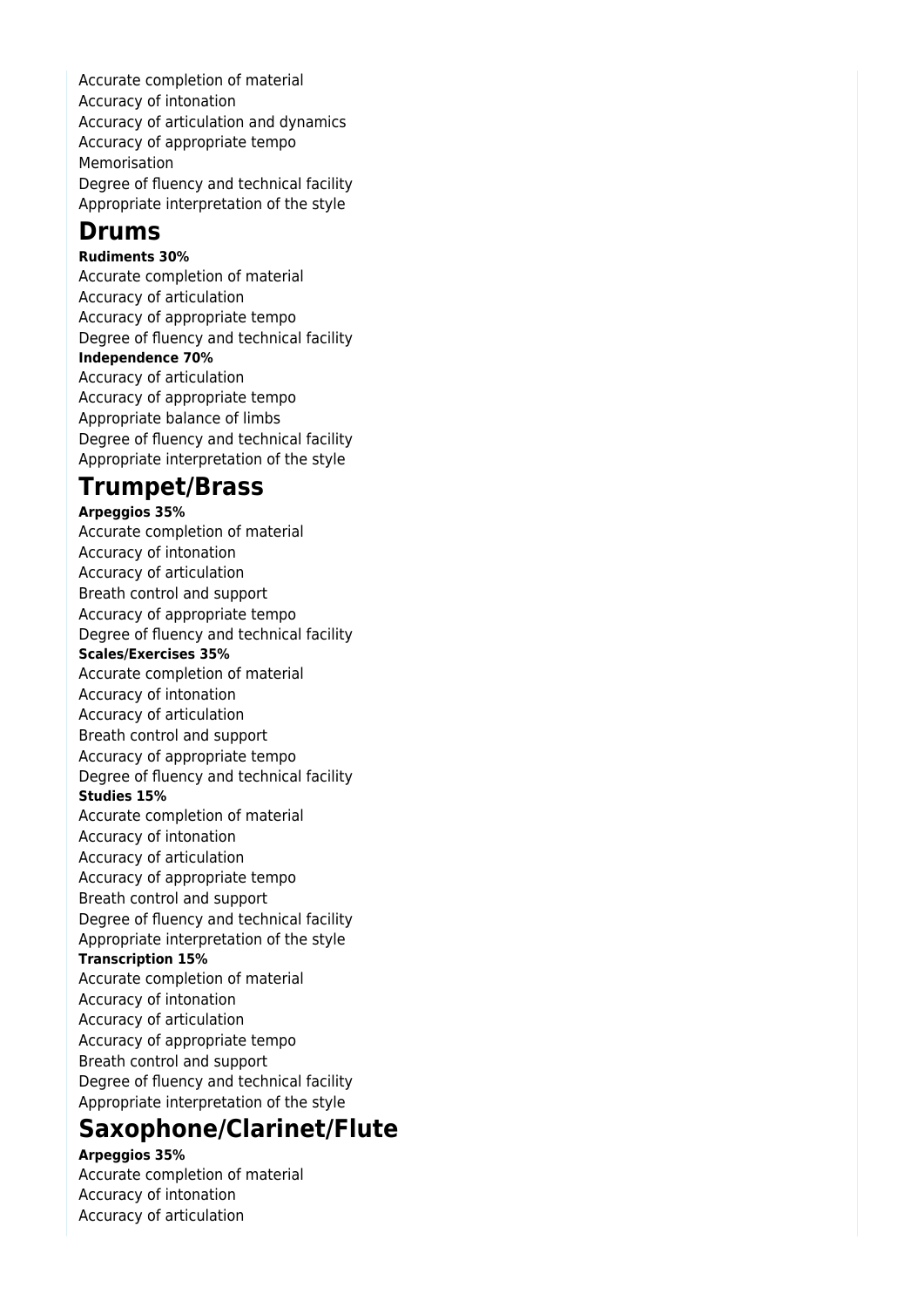Accurate completion of material
Accuracy of intonation
Accuracy of articulation and dynamics
Accuracy of appropriate tempo
Memorisation
Degree of fluency and technical facility
Appropriate interpretation of the style

## Drums

**Rudiments 30%**
Accurate completion of material
Accuracy of articulation
Accuracy of appropriate tempo
Degree of fluency and technical facility
**Independence 70%**
Accuracy of articulation
Accuracy of appropriate tempo
Appropriate balance of limbs
Degree of fluency and technical facility
Appropriate interpretation of the style

## Trumpet/Brass

**Arpeggios 35%**
Accurate completion of material
Accuracy of intonation
Accuracy of articulation
Breath control and support
Accuracy of appropriate tempo
Degree of fluency and technical facility
**Scales/Exercises 35%**
Accurate completion of material
Accuracy of intonation
Accuracy of articulation
Breath control and support
Accuracy of appropriate tempo
Degree of fluency and technical facility
**Studies 15%**
Accurate completion of material
Accuracy of intonation
Accuracy of articulation
Accuracy of appropriate tempo
Breath control and support
Degree of fluency and technical facility
Appropriate interpretation of the style
**Transcription 15%**
Accurate completion of material
Accuracy of intonation
Accuracy of articulation
Accuracy of appropriate tempo
Breath control and support
Degree of fluency and technical facility
Appropriate interpretation of the style

## Saxophone/Clarinet/Flute

**Arpeggios 35%**
Accurate completion of material
Accuracy of intonation
Accuracy of articulation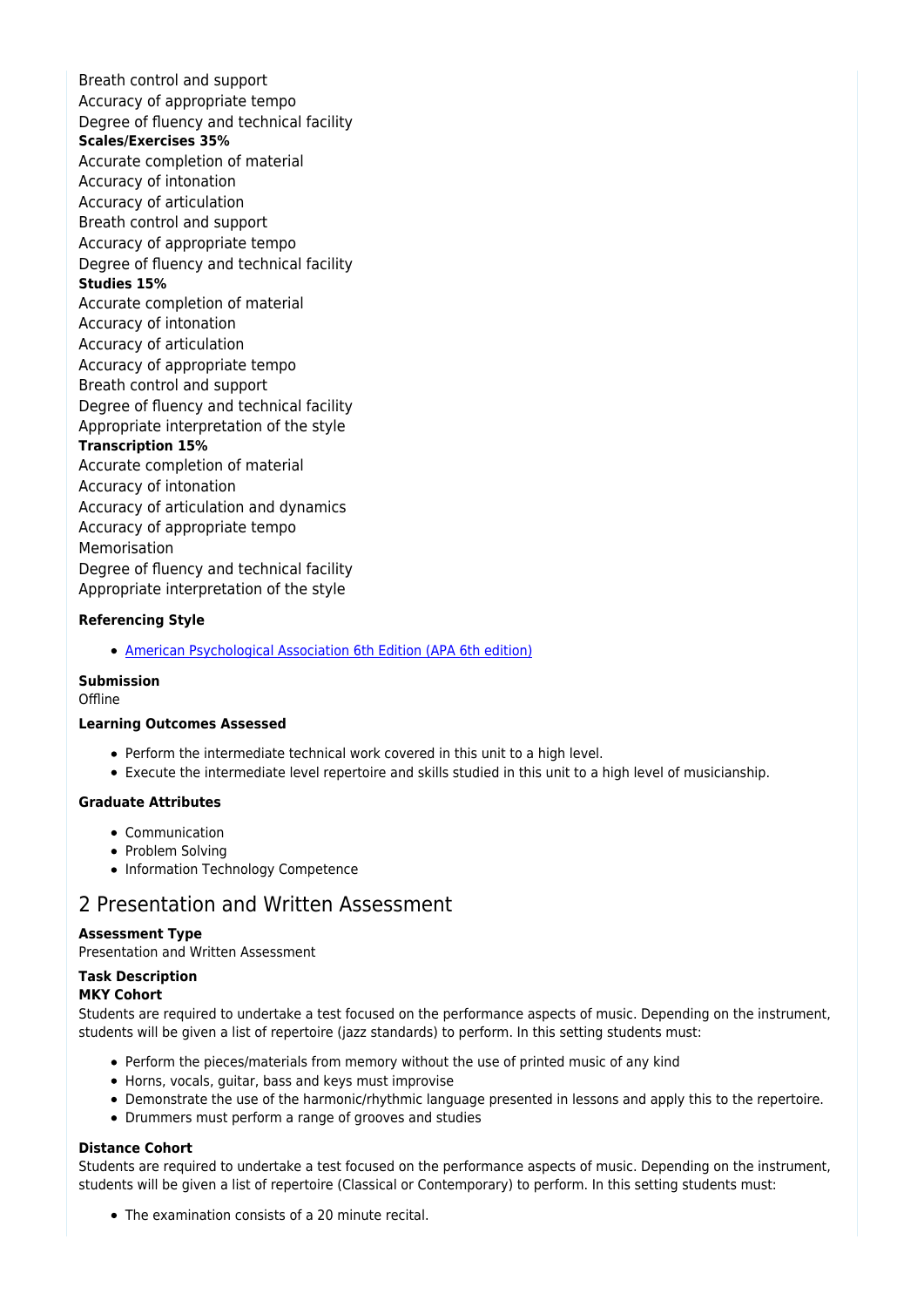Breath control and support
Accuracy of appropriate tempo
Degree of fluency and technical facility
**Scales/Exercises 35%**
Accurate completion of material
Accuracy of intonation
Accuracy of articulation
Breath control and support
Accuracy of appropriate tempo
Degree of fluency and technical facility
**Studies 15%**
Accurate completion of material
Accuracy of intonation
Accuracy of articulation
Accuracy of appropriate tempo
Breath control and support
Degree of fluency and technical facility
Appropriate interpretation of the style
**Transcription 15%**
Accurate completion of material
Accuracy of intonation
Accuracy of articulation and dynamics
Accuracy of appropriate tempo
Memorisation
Degree of fluency and technical facility
Appropriate interpretation of the style

**Referencing Style**

- American Psychological Association 6th Edition (APA 6th edition)

**Submission**
Offline

**Learning Outcomes Assessed**

- Perform the intermediate technical work covered in this unit to a high level.
- Execute the intermediate level repertoire and skills studied in this unit to a high level of musicianship.

**Graduate Attributes**

- Communication
- Problem Solving
- Information Technology Competence

## 2 Presentation and Written Assessment

**Assessment Type**
Presentation and Written Assessment

**Task Description**
**MKY Cohort**
Students are required to undertake a test focused on the performance aspects of music. Depending on the instrument, students will be given a list of repertoire (jazz standards) to perform. In this setting students must:

- Perform the pieces/materials from memory without the use of printed music of any kind
- Horns, vocals, guitar, bass and keys must improvise
- Demonstrate the use of the harmonic/rhythmic language presented in lessons and apply this to the repertoire.
- Drummers must perform a range of grooves and studies

**Distance Cohort**
Students are required to undertake a test focused on the performance aspects of music. Depending on the instrument, students will be given a list of repertoire (Classical or Contemporary) to perform. In this setting students must:

- The examination consists of a 20 minute recital.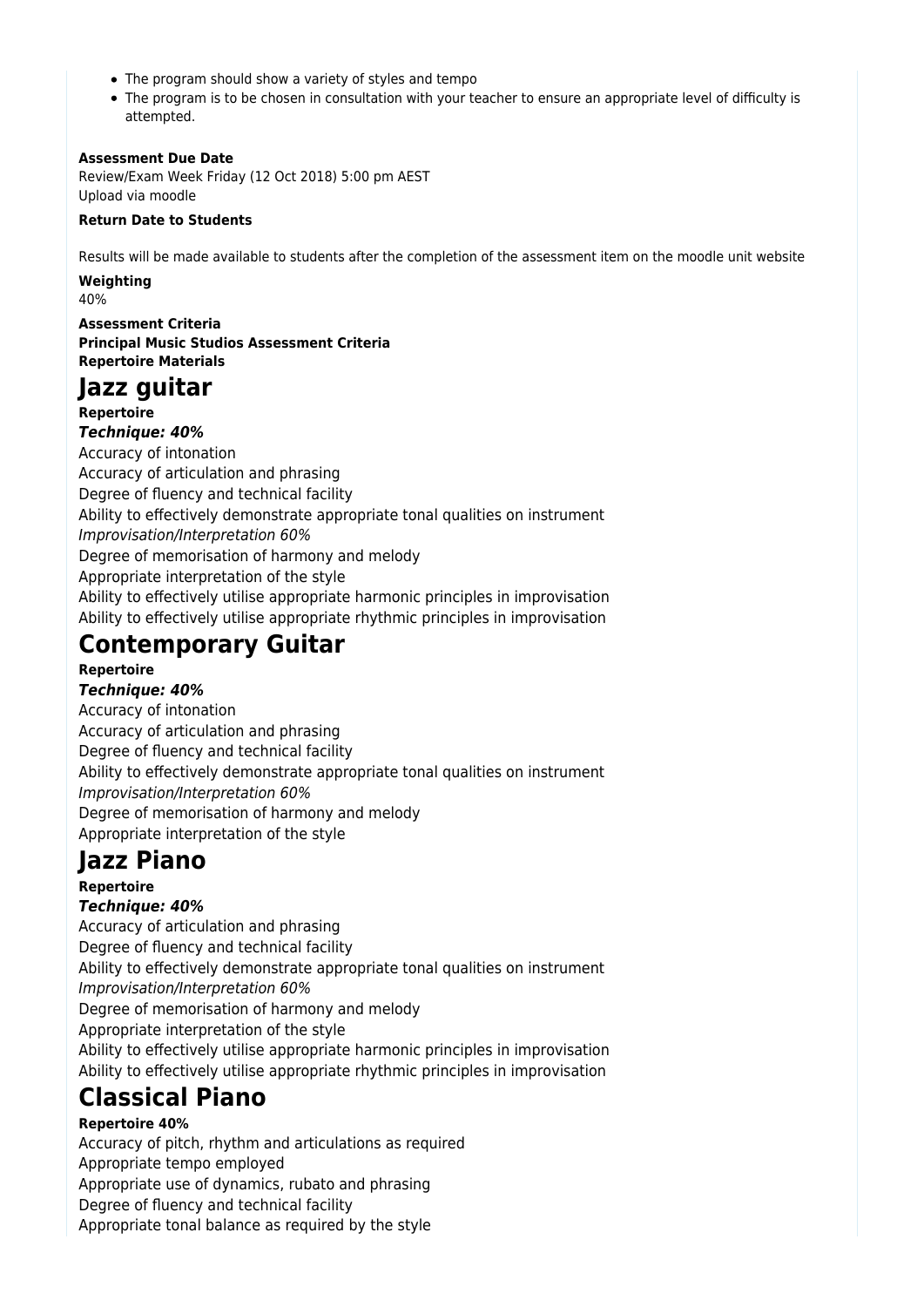- The program should show a variety of styles and tempo
- The program is to be chosen in consultation with your teacher to ensure an appropriate level of difficulty is attempted.

**Assessment Due Date**

Review/Exam Week Friday (12 Oct 2018) 5:00 pm AEST
Upload via moodle

**Return Date to Students**

Results will be made available to students after the completion of the assessment item on the moodle unit website

**Weighting**

40%

**Assessment Criteria**
**Principal Music Studios Assessment Criteria**
**Repertoire Materials**

# Jazz guitar

**Repertoire**

***Technique: 40%***

Accuracy of intonation
Accuracy of articulation and phrasing
Degree of fluency and technical facility
Ability to effectively demonstrate appropriate tonal qualities on instrument

*Improvisation/Interpretation 60%*

Degree of memorisation of harmony and melody
Appropriate interpretation of the style
Ability to effectively utilise appropriate harmonic principles in improvisation
Ability to effectively utilise appropriate rhythmic principles in improvisation

# Contemporary Guitar

**Repertoire**

***Technique: 40%***

Accuracy of intonation
Accuracy of articulation and phrasing
Degree of fluency and technical facility
Ability to effectively demonstrate appropriate tonal qualities on instrument

*Improvisation/Interpretation 60%*

Degree of memorisation of harmony and melody
Appropriate interpretation of the style

# Jazz Piano

**Repertoire**

***Technique: 40%***

Accuracy of articulation and phrasing
Degree of fluency and technical facility
Ability to effectively demonstrate appropriate tonal qualities on instrument

*Improvisation/Interpretation 60%*

Degree of memorisation of harmony and melody
Appropriate interpretation of the style
Ability to effectively utilise appropriate harmonic principles in improvisation
Ability to effectively utilise appropriate rhythmic principles in improvisation

# Classical Piano

**Repertoire 40%**

Accuracy of pitch, rhythm and articulations as required
Appropriate tempo employed
Appropriate use of dynamics, rubato and phrasing
Degree of fluency and technical facility
Appropriate tonal balance as required by the style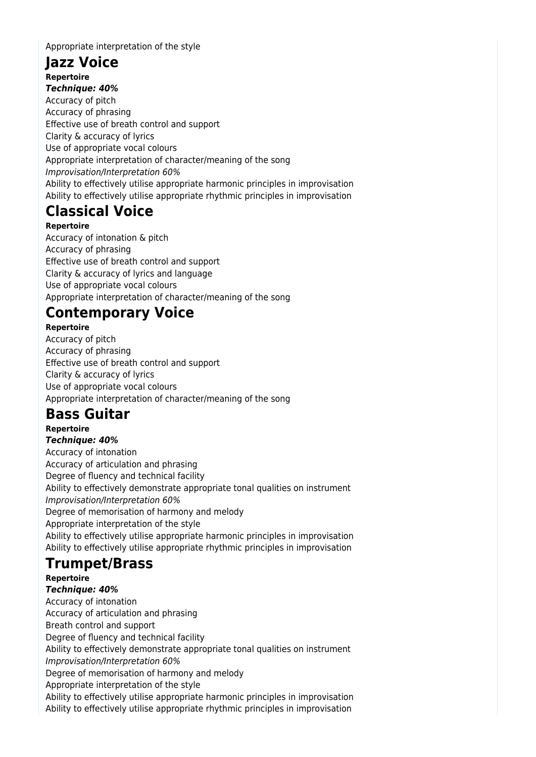Appropriate interpretation of the style

# Jazz Voice

**Repertoire**

***Technique: 40%***

Accuracy of pitch
Accuracy of phrasing
Effective use of breath control and support
Clarity & accuracy of lyrics
Use of appropriate vocal colours
Appropriate interpretation of character/meaning of the song

*Improvisation/Interpretation 60%*

Ability to effectively utilise appropriate harmonic principles in improvisation
Ability to effectively utilise appropriate rhythmic principles in improvisation

# Classical Voice

**Repertoire**

Accuracy of intonation & pitch
Accuracy of phrasing
Effective use of breath control and support
Clarity & accuracy of lyrics and language
Use of appropriate vocal colours
Appropriate interpretation of character/meaning of the song

# Contemporary Voice

**Repertoire**

Accuracy of pitch
Accuracy of phrasing
Effective use of breath control and support
Clarity & accuracy of lyrics
Use of appropriate vocal colours
Appropriate interpretation of character/meaning of the song

# Bass Guitar

**Repertoire**

***Technique: 40%***

Accuracy of intonation
Accuracy of articulation and phrasing
Degree of fluency and technical facility
Ability to effectively demonstrate appropriate tonal qualities on instrument

*Improvisation/Interpretation 60%*

Degree of memorisation of harmony and melody
Appropriate interpretation of the style
Ability to effectively utilise appropriate harmonic principles in improvisation
Ability to effectively utilise appropriate rhythmic principles in improvisation

# Trumpet/Brass

**Repertoire**

***Technique: 40%***

Accuracy of intonation
Accuracy of articulation and phrasing
Breath control and support
Degree of fluency and technical facility
Ability to effectively demonstrate appropriate tonal qualities on instrument

*Improvisation/Interpretation 60%*

Degree of memorisation of harmony and melody
Appropriate interpretation of the style
Ability to effectively utilise appropriate harmonic principles in improvisation
Ability to effectively utilise appropriate rhythmic principles in improvisation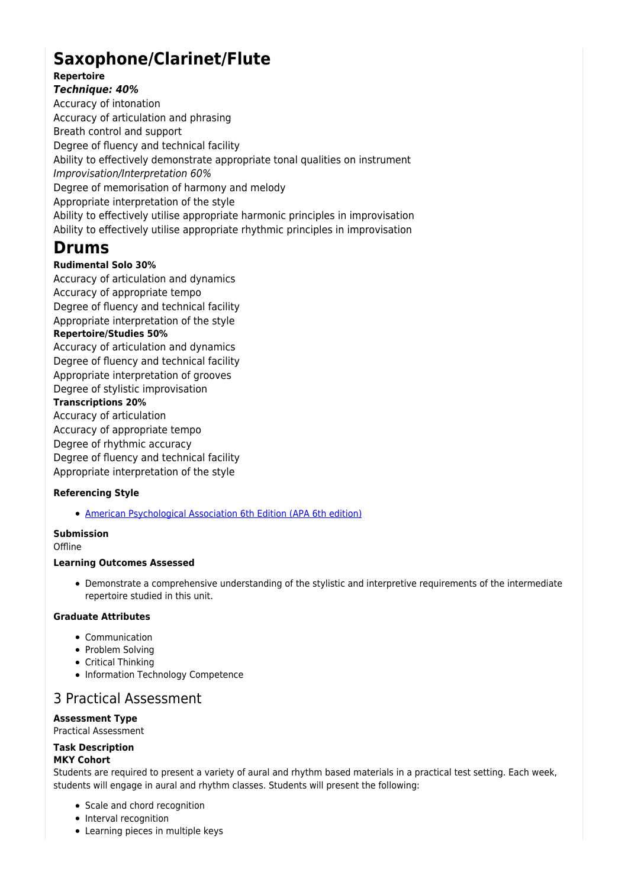# Saxophone/Clarinet/Flute

**Repertoire**

***Technique: 40%***

Accuracy of intonation
Accuracy of articulation and phrasing
Breath control and support
Degree of fluency and technical facility
Ability to effectively demonstrate appropriate tonal qualities on instrument

*Improvisation/Interpretation 60%*

Degree of memorisation of harmony and melody
Appropriate interpretation of the style
Ability to effectively utilise appropriate harmonic principles in improvisation
Ability to effectively utilise appropriate rhythmic principles in improvisation

# Drums

**Rudimental Solo 30%**

Accuracy of articulation and dynamics
Accuracy of appropriate tempo
Degree of fluency and technical facility
Appropriate interpretation of the style

**Repertoire/Studies 50%**

Accuracy of articulation and dynamics
Degree of fluency and technical facility
Appropriate interpretation of grooves
Degree of stylistic improvisation

**Transcriptions 20%**

Accuracy of articulation
Accuracy of appropriate tempo
Degree of rhythmic accuracy
Degree of fluency and technical facility
Appropriate interpretation of the style

**Referencing Style**

- American Psychological Association 6th Edition (APA 6th edition)

**Submission**

Offline

**Learning Outcomes Assessed**

- Demonstrate a comprehensive understanding of the stylistic and interpretive requirements of the intermediate repertoire studied in this unit.

**Graduate Attributes**

- Communication
- Problem Solving
- Critical Thinking
- Information Technology Competence

## 3 Practical Assessment

**Assessment Type**

Practical Assessment

**Task Description**

**MKY Cohort**

Students are required to present a variety of aural and rhythm based materials in a practical test setting. Each week, students will engage in aural and rhythm classes. Students will present the following:

- Scale and chord recognition
- Interval recognition
- Learning pieces in multiple keys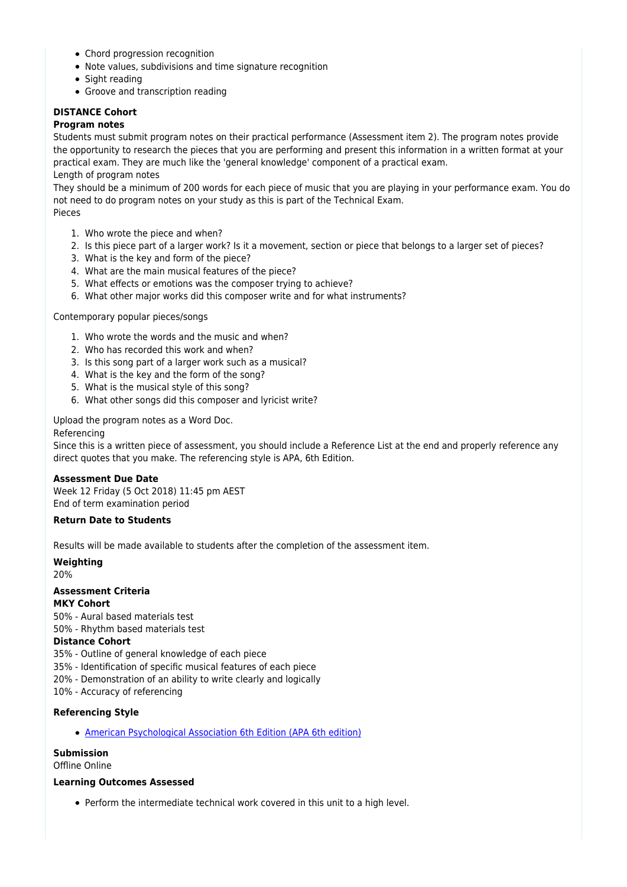- Chord progression recognition
- Note values, subdivisions and time signature recognition
- Sight reading
- Groove and transcription reading

**DISTANCE Cohort**

**Program notes**

Students must submit program notes on their practical performance (Assessment item 2). The program notes provide the opportunity to research the pieces that you are performing and present this information in a written format at your practical exam. They are much like the 'general knowledge' component of a practical exam.

Length of program notes

They should be a minimum of 200 words for each piece of music that you are playing in your performance exam. You do not need to do program notes on your study as this is part of the Technical Exam.

Pieces

1. Who wrote the piece and when?
2. Is this piece part of a larger work? Is it a movement, section or piece that belongs to a larger set of pieces?
3. What is the key and form of the piece?
4. What are the main musical features of the piece?
5. What effects or emotions was the composer trying to achieve?
6. What other major works did this composer write and for what instruments?

Contemporary popular pieces/songs

1. Who wrote the words and the music and when?
2. Who has recorded this work and when?
3. Is this song part of a larger work such as a musical?
4. What is the key and the form of the song?
5. What is the musical style of this song?
6. What other songs did this composer and lyricist write?

Upload the program notes as a Word Doc.

Referencing

Since this is a written piece of assessment, you should include a Reference List at the end and properly reference any direct quotes that you make. The referencing style is APA, 6th Edition.

**Assessment Due Date**

Week 12 Friday (5 Oct 2018) 11:45 pm AEST

End of term examination period

**Return Date to Students**

Results will be made available to students after the completion of the assessment item.

**Weighting**

20%

**Assessment Criteria**

**MKY Cohort**

50% - Aural based materials test

50% - Rhythm based materials test

**Distance Cohort**

35% - Outline of general knowledge of each piece

35% - Identification of specific musical features of each piece

20% - Demonstration of an ability to write clearly and logically

10% - Accuracy of referencing

**Referencing Style**

- American Psychological Association 6th Edition (APA 6th edition)

**Submission**

Offline Online

**Learning Outcomes Assessed**

- Perform the intermediate technical work covered in this unit to a high level.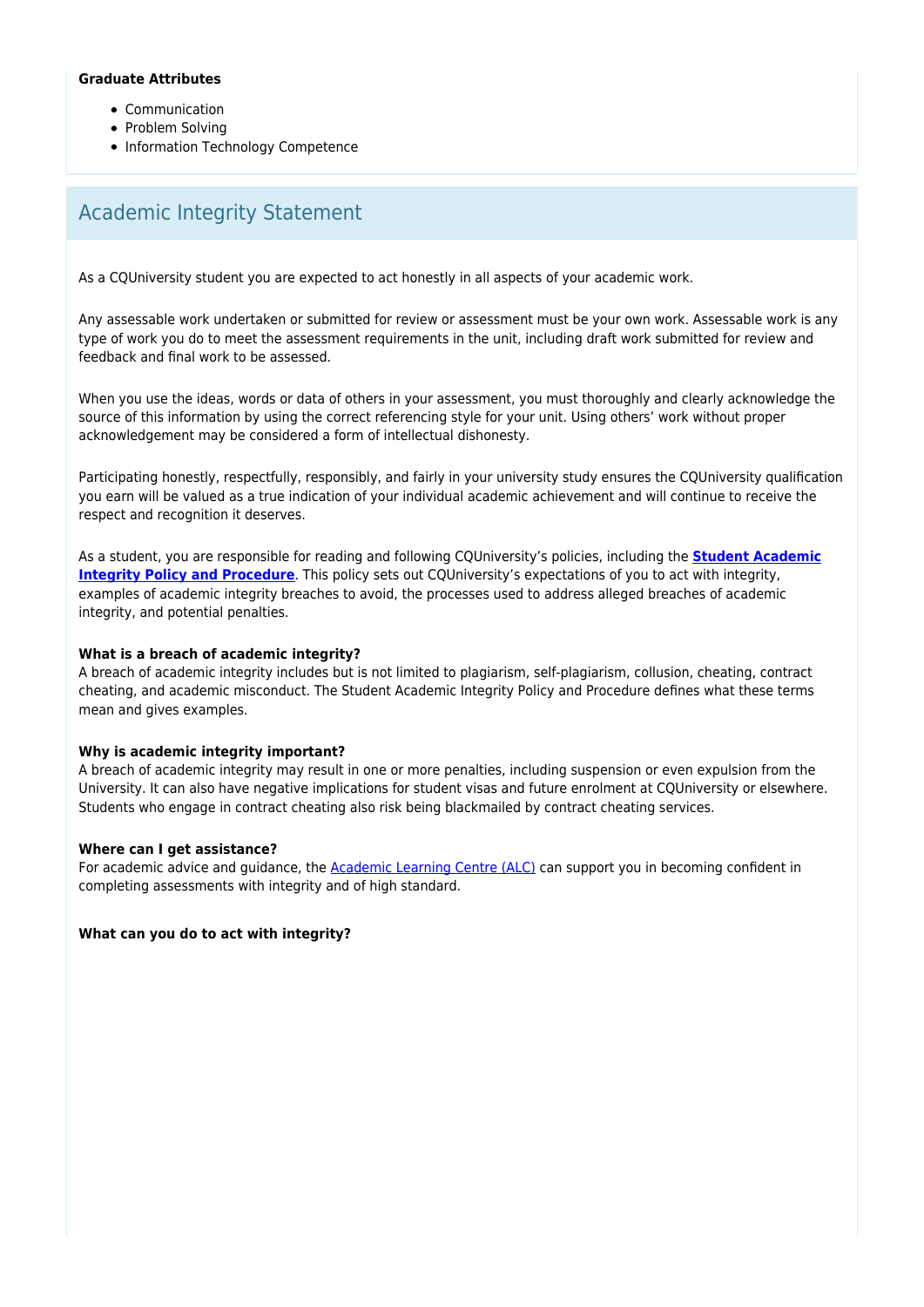**Graduate Attributes**

- Communication
- Problem Solving
- Information Technology Competence

## Academic Integrity Statement

As a CQUniversity student you are expected to act honestly in all aspects of your academic work.

Any assessable work undertaken or submitted for review or assessment must be your own work. Assessable work is any type of work you do to meet the assessment requirements in the unit, including draft work submitted for review and feedback and final work to be assessed.

When you use the ideas, words or data of others in your assessment, you must thoroughly and clearly acknowledge the source of this information by using the correct referencing style for your unit. Using others' work without proper acknowledgement may be considered a form of intellectual dishonesty.

Participating honestly, respectfully, responsibly, and fairly in your university study ensures the CQUniversity qualification you earn will be valued as a true indication of your individual academic achievement and will continue to receive the respect and recognition it deserves.

As a student, you are responsible for reading and following CQUniversity's policies, including the **Student Academic Integrity Policy and Procedure**. This policy sets out CQUniversity's expectations of you to act with integrity, examples of academic integrity breaches to avoid, the processes used to address alleged breaches of academic integrity, and potential penalties.

**What is a breach of academic integrity?**
A breach of academic integrity includes but is not limited to plagiarism, self-plagiarism, collusion, cheating, contract cheating, and academic misconduct. The Student Academic Integrity Policy and Procedure defines what these terms mean and gives examples.

**Why is academic integrity important?**
A breach of academic integrity may result in one or more penalties, including suspension or even expulsion from the University. It can also have negative implications for student visas and future enrolment at CQUniversity or elsewhere. Students who engage in contract cheating also risk being blackmailed by contract cheating services.

**Where can I get assistance?**
For academic advice and guidance, the Academic Learning Centre (ALC) can support you in becoming confident in completing assessments with integrity and of high standard.

**What can you do to act with integrity?**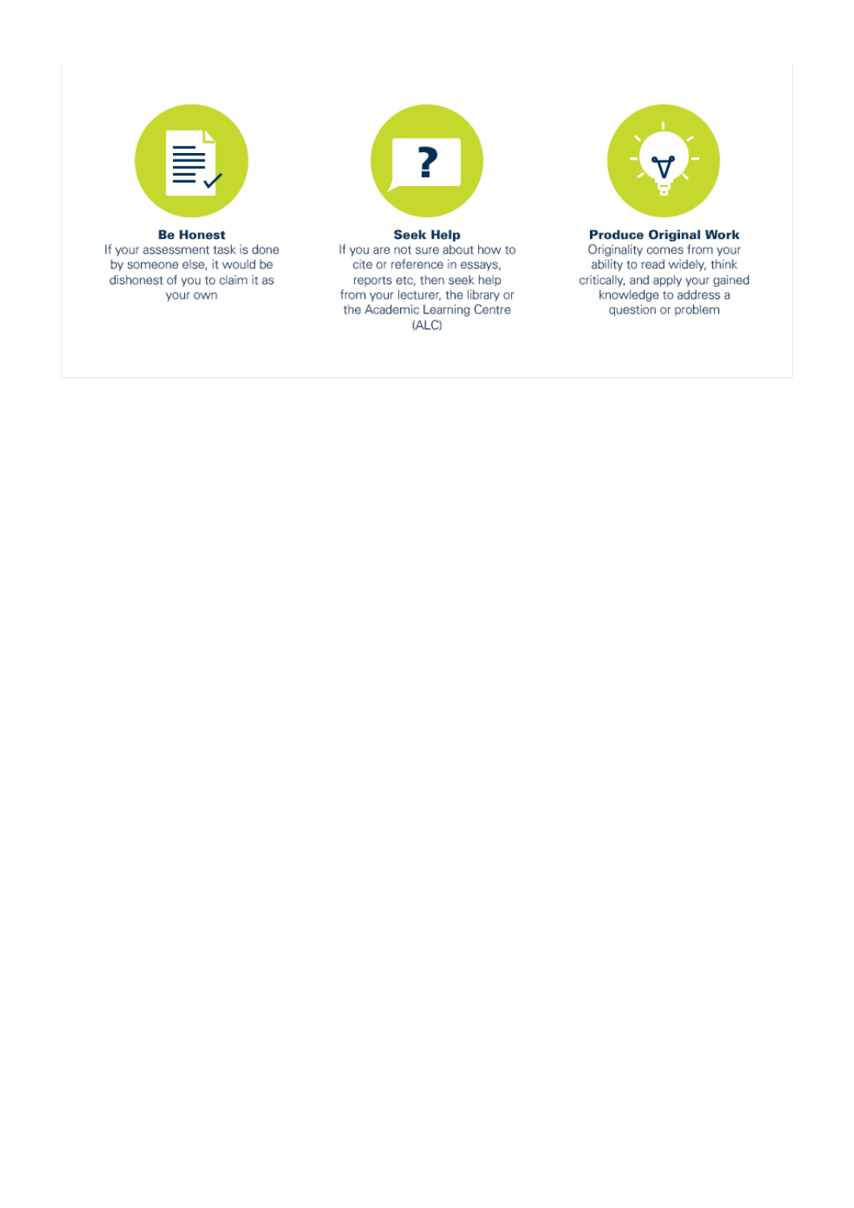**Be Honest**

If your assessment task is done by someone else, it would be dishonest of you to claim it as your own

**Seek Help**

If you are not sure about how to cite or reference in essays, reports etc, then seek help from your lecturer, the library or the Academic Learning Centre (ALC)

**Produce Original Work**

Originality comes from your ability to read widely, think critically, and apply your gained knowledge to address a question or problem